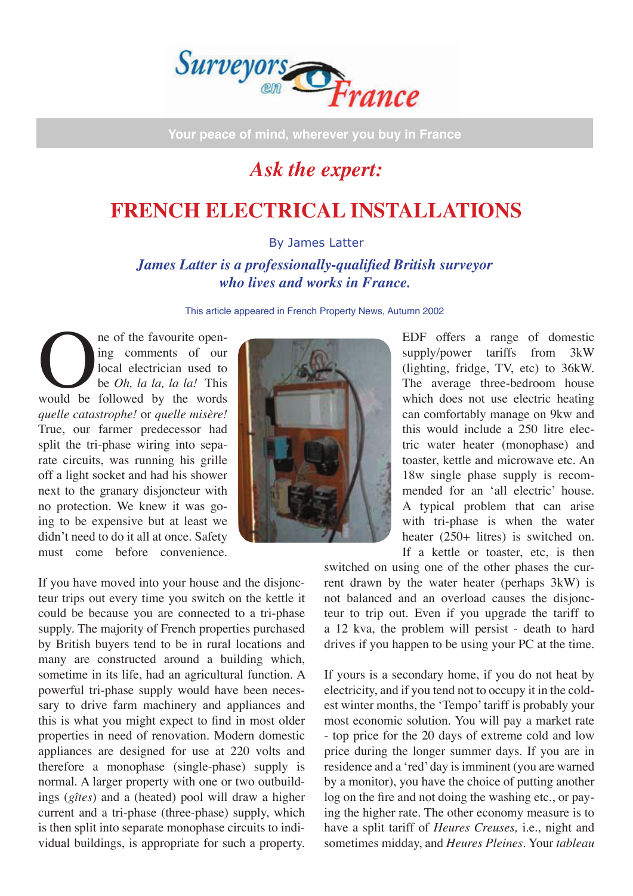Surveyors en France

Your peace of mind, wherever you buy in France

## *Ask the expert:*

# FRENCH ELECTRICAL INSTALLATIONS

By James Latter

***James Latter is a professionally-qualified British surveyor who lives and works in France.***

This article appeared in French Property News, Autumn 2002

One of the favourite opening comments of our local electrician used to be *Oh, la la, la la!* This would be followed by the words *quelle catastrophe!* or *quelle misère!* True, our farmer predecessor had split the tri-phase wiring into separate circuits, was running his grille off a light socket and had his shower next to the granary disjoncteur with no protection. We knew it was going to be expensive but at least we didn't need to do it all at once. Safety must come before convenience.

If you have moved into your house and the disjoncteur trips out every time you switch on the kettle it could be because you are connected to a tri-phase supply. The majority of French properties purchased by British buyers tend to be in rural locations and many are constructed around a building which, sometime in its life, had an agricultural function. A powerful tri-phase supply would have been necessary to drive farm machinery and appliances and this is what you might expect to find in most older properties in need of renovation. Modern domestic appliances are designed for use at 220 volts and therefore a monophase (single-phase) supply is normal. A larger property with one or two outbuildings (*gîtes*) and a (heated) pool will draw a higher current and a tri-phase (three-phase) supply, which is then split into separate monophase circuits to individual buildings, is appropriate for such a property.

EDF offers a range of domestic supply/power tariffs from 3kW (lighting, fridge, TV, etc) to 36kW. The average three-bedroom house which does not use electric heating can comfortably manage on 9kw and this would include a 250 litre electric water heater (monophase) and toaster, kettle and microwave etc. An 18w single phase supply is recommended for an 'all electric' house. A typical problem that can arise with tri-phase is when the water heater (250+ litres) is switched on. If a kettle or toaster, etc, is then switched on using one of the other phases the current drawn by the water heater (perhaps 3kW) is not balanced and an overload causes the disjoncteur to trip out. Even if you upgrade the tariff to a 12 kva, the problem will persist - death to hard drives if you happen to be using your PC at the time.

If yours is a secondary home, if you do not heat by electricity, and if you tend not to occupy it in the coldest winter months, the 'Tempo' tariff is probably your most economic solution. You will pay a market rate - top price for the 20 days of extreme cold and low price during the longer summer days. If you are in residence and a 'red' day is imminent (you are warned by a monitor), you have the choice of putting another log on the fire and not doing the washing etc., or paying the higher rate. The other economy measure is to have a split tariff of *Heures Creuses,* i.e., night and sometimes midday, and *Heures Pleines*. Your *tableau*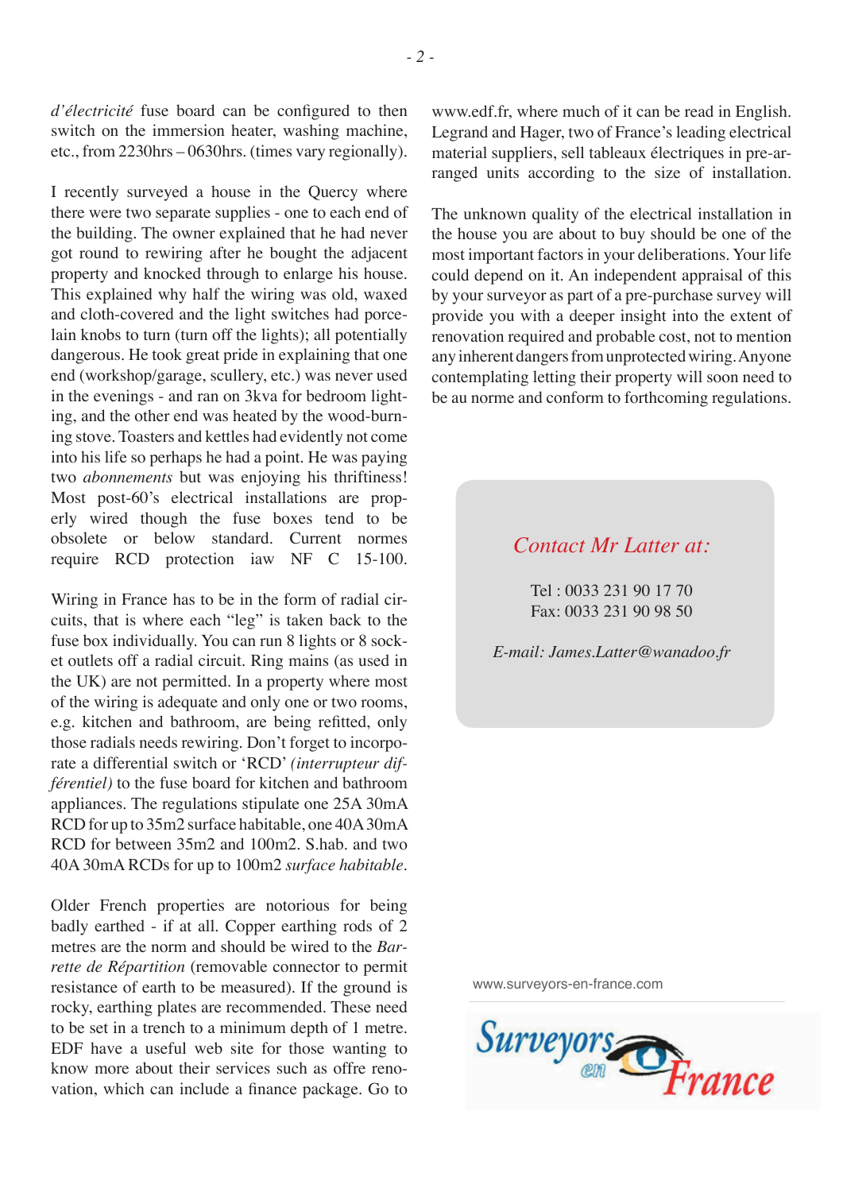*d'électricité* fuse board can be configured to then switch on the immersion heater, washing machine, etc., from 2230hrs – 0630hrs. (times vary regionally).

I recently surveyed a house in the Quercy where there were two separate supplies - one to each end of the building. The owner explained that he had never got round to rewiring after he bought the adjacent property and knocked through to enlarge his house. This explained why half the wiring was old, waxed and cloth-covered and the light switches had porcelain knobs to turn (turn off the lights); all potentially dangerous. He took great pride in explaining that one end (workshop/garage, scullery, etc.) was never used in the evenings - and ran on 3kva for bedroom lighting, and the other end was heated by the wood-burning stove. Toasters and kettles had evidently not come into his life so perhaps he had a point. He was paying two *abonnements* but was enjoying his thriftiness! Most post-60's electrical installations are properly wired though the fuse boxes tend to be obsolete or below standard. Current normes require RCD protection iaw NF C 15-100.

Wiring in France has to be in the form of radial circuits, that is where each "leg" is taken back to the fuse box individually. You can run 8 lights or 8 socket outlets off a radial circuit. Ring mains (as used in the UK) are not permitted. In a property where most of the wiring is adequate and only one or two rooms, e.g. kitchen and bathroom, are being refitted, only those radials needs rewiring. Don't forget to incorporate a differential switch or 'RCD' *(interrupteur différentiel)* to the fuse board for kitchen and bathroom appliances. The regulations stipulate one 25A 30mA RCD for up to 35m2 surface habitable, one 40A 30mA RCD for between 35m2 and 100m2. S.hab. and two 40A 30mA RCDs for up to 100m2 *surface habitable*.

Older French properties are notorious for being badly earthed - if at all. Copper earthing rods of 2 metres are the norm and should be wired to the *Barrette de Répartition* (removable connector to permit resistance of earth to be measured). If the ground is rocky, earthing plates are recommended. These need to be set in a trench to a minimum depth of 1 metre. EDF have a useful web site for those wanting to know more about their services such as offre renovation, which can include a finance package. Go to www.edf.fr, where much of it can be read in English. Legrand and Hager, two of France's leading electrical material suppliers, sell tableaux électriques in pre-arranged units according to the size of installation.

The unknown quality of the electrical installation in the house you are about to buy should be one of the most important factors in your deliberations. Your life could depend on it. An independent appraisal of this by your surveyor as part of a pre-purchase survey will provide you with a deeper insight into the extent of renovation required and probable cost, not to mention any inherent dangers from unprotected wiring. Anyone contemplating letting their property will soon need to be au norme and conform to forthcoming regulations.

*Contact Mr Latter at:*

Tel : 0033 231 90 17 70
Fax: 0033 231 90 98 50

*E-mail: James.Latter@wanadoo.fr*

www.surveyors-en-france.com

Surveyors en France